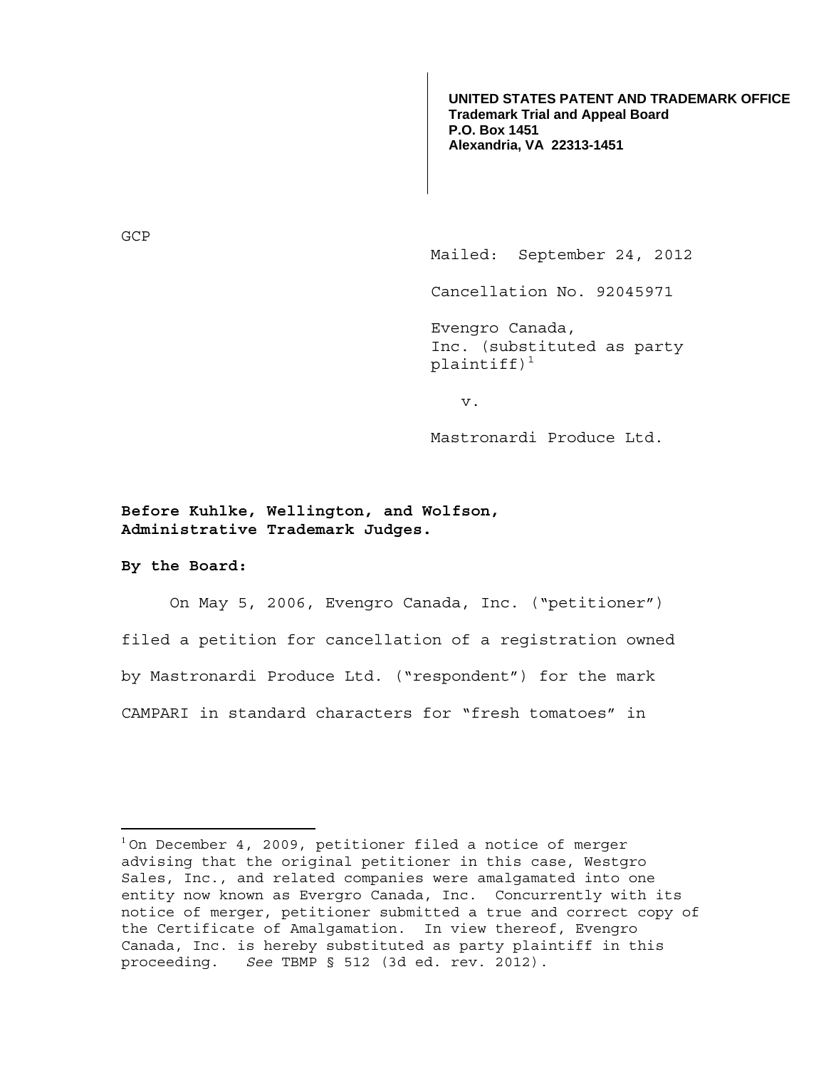**UNITED STATES PATENT AND TRADEMARK OFFICE**
**Trademark Trial and Appeal Board**
**P.O. Box 1451**
**Alexandria, VA 22313-1451**

GCP

Mailed: September 24, 2012

Cancellation No. 92045971

Evengro Canada, Inc. (substituted as party plaintiff)[1]

v.

Mastronardi Produce Ltd.

**Before Kuhlke, Wellington, and Wolfson, Administrative Trademark Judges.**

**By the Board:**

On May 5, 2006, Evengro Canada, Inc. ("petitioner") filed a petition for cancellation of a registration owned by Mastronardi Produce Ltd. ("respondent") for the mark CAMPARI in standard characters for "fresh tomatoes" in

---

[1] On December 4, 2009, petitioner filed a notice of merger advising that the original petitioner in this case, Westgro Sales, Inc., and related companies were amalgamated into one entity now known as Evergro Canada, Inc. Concurrently with its notice of merger, petitioner submitted a true and correct copy of the Certificate of Amalgamation. In view thereof, Evengro Canada, Inc. is hereby substituted as party plaintiff in this proceeding. *See* TBMP § 512 (3d ed. rev. 2012).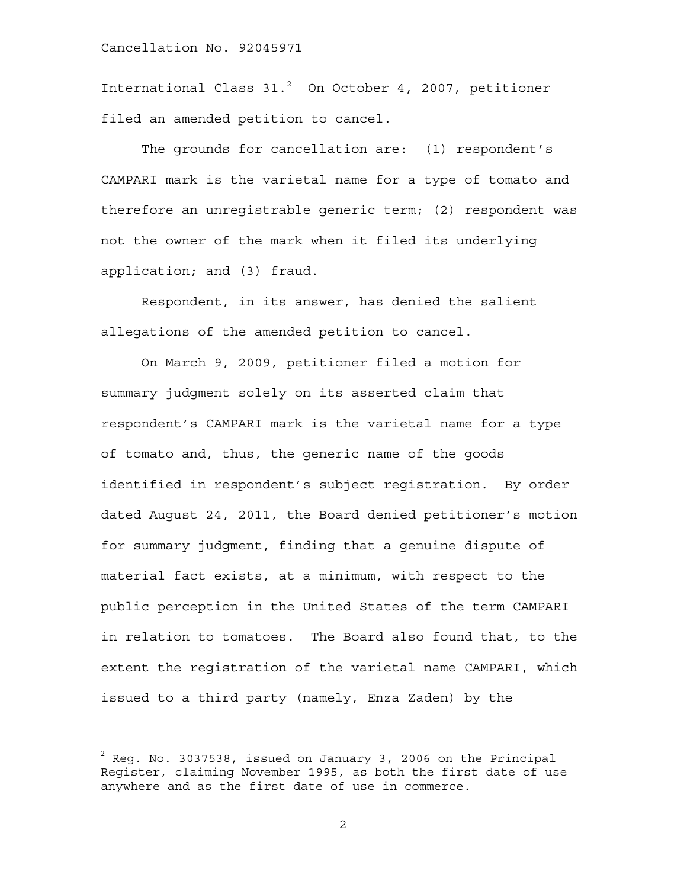International Class 31.[2] On October 4, 2007, petitioner filed an amended petition to cancel.

The grounds for cancellation are: (1) respondent's CAMPARI mark is the varietal name for a type of tomato and therefore an unregistrable generic term; (2) respondent was not the owner of the mark when it filed its underlying application; and (3) fraud.

Respondent, in its answer, has denied the salient allegations of the amended petition to cancel.

On March 9, 2009, petitioner filed a motion for summary judgment solely on its asserted claim that respondent's CAMPARI mark is the varietal name for a type of tomato and, thus, the generic name of the goods identified in respondent's subject registration. By order dated August 24, 2011, the Board denied petitioner's motion for summary judgment, finding that a genuine dispute of material fact exists, at a minimum, with respect to the public perception in the United States of the term CAMPARI in relation to tomatoes. The Board also found that, to the extent the registration of the varietal name CAMPARI, which issued to a third party (namely, Enza Zaden) by the

---

[2] Reg. No. 3037538, issued on January 3, 2006 on the Principal Register, claiming November 1995, as both the first date of use anywhere and as the first date of use in commerce.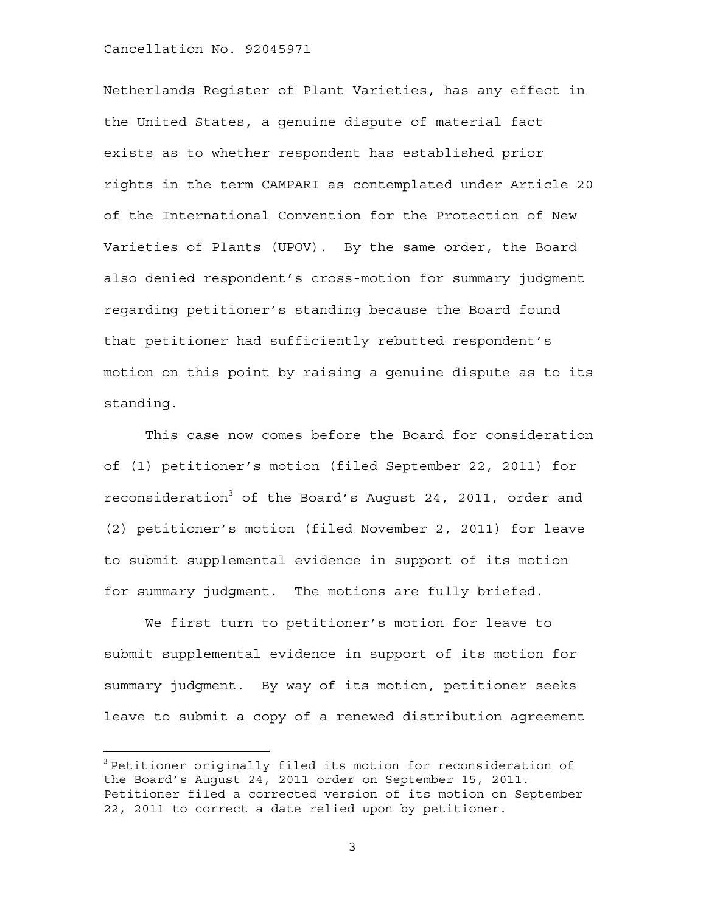Netherlands Register of Plant Varieties, has any effect in the United States, a genuine dispute of material fact exists as to whether respondent has established prior rights in the term CAMPARI as contemplated under Article 20 of the International Convention for the Protection of New Varieties of Plants (UPOV). By the same order, the Board also denied respondent's cross-motion for summary judgment regarding petitioner's standing because the Board found that petitioner had sufficiently rebutted respondent's motion on this point by raising a genuine dispute as to its standing.

This case now comes before the Board for consideration of (1) petitioner's motion (filed September 22, 2011) for reconsideration[3] of the Board's August 24, 2011, order and (2) petitioner's motion (filed November 2, 2011) for leave to submit supplemental evidence in support of its motion for summary judgment. The motions are fully briefed.

We first turn to petitioner's motion for leave to submit supplemental evidence in support of its motion for summary judgment. By way of its motion, petitioner seeks leave to submit a copy of a renewed distribution agreement

[3] Petitioner originally filed its motion for reconsideration of the Board's August 24, 2011 order on September 15, 2011. Petitioner filed a corrected version of its motion on September 22, 2011 to correct a date relied upon by petitioner.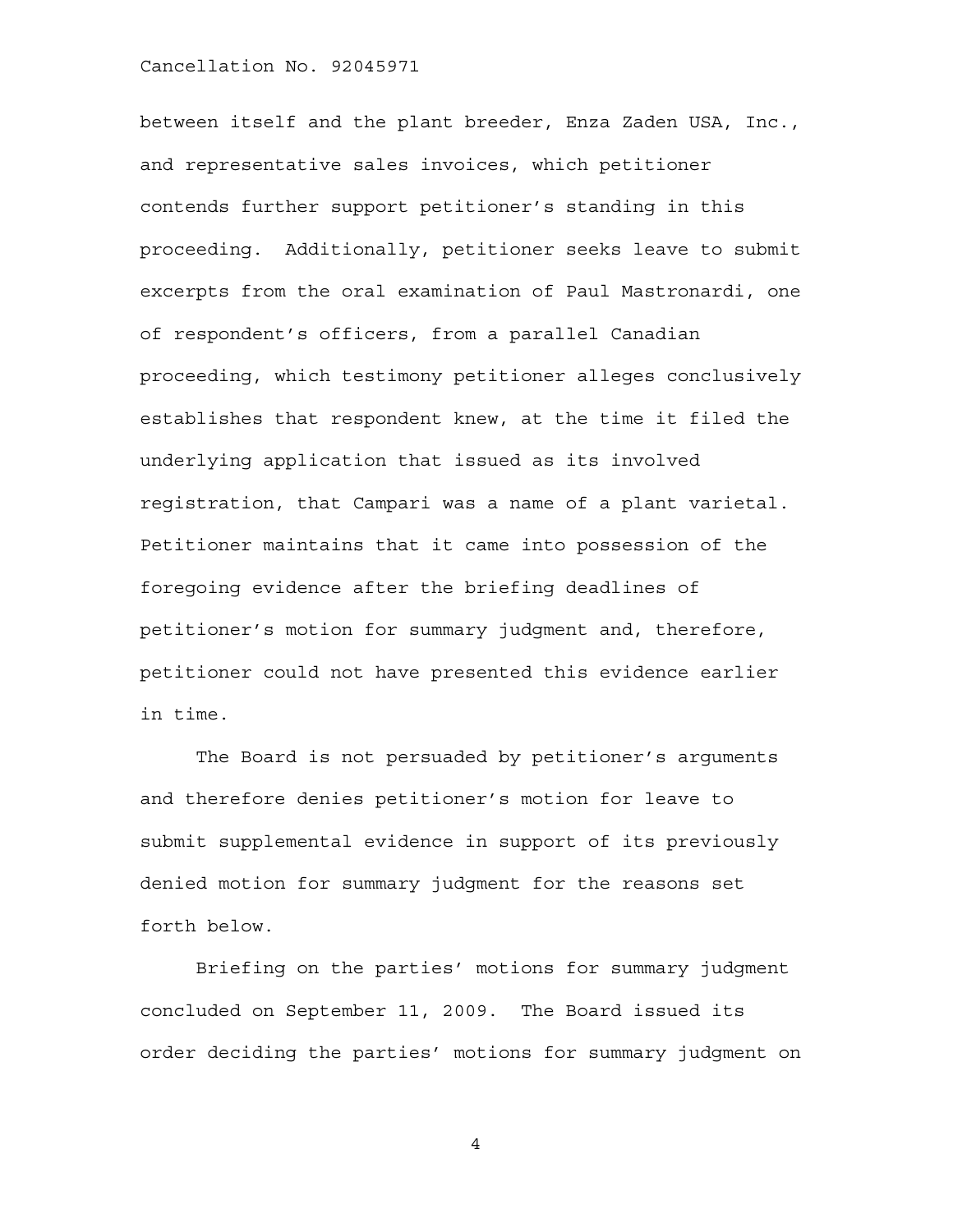between itself and the plant breeder, Enza Zaden USA, Inc., and representative sales invoices, which petitioner contends further support petitioner's standing in this proceeding. Additionally, petitioner seeks leave to submit excerpts from the oral examination of Paul Mastronardi, one of respondent's officers, from a parallel Canadian proceeding, which testimony petitioner alleges conclusively establishes that respondent knew, at the time it filed the underlying application that issued as its involved registration, that Campari was a name of a plant varietal. Petitioner maintains that it came into possession of the foregoing evidence after the briefing deadlines of petitioner's motion for summary judgment and, therefore, petitioner could not have presented this evidence earlier in time.

The Board is not persuaded by petitioner's arguments and therefore denies petitioner's motion for leave to submit supplemental evidence in support of its previously denied motion for summary judgment for the reasons set forth below.

Briefing on the parties' motions for summary judgment concluded on September 11, 2009. The Board issued its order deciding the parties' motions for summary judgment on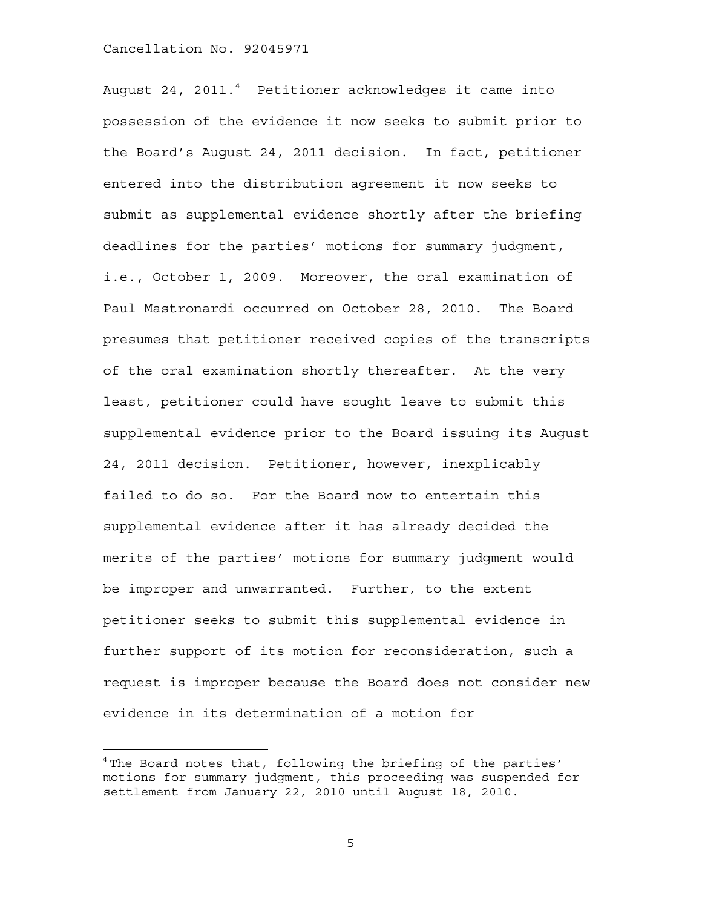August 24, 2011.[4] Petitioner acknowledges it came into possession of the evidence it now seeks to submit prior to the Board's August 24, 2011 decision. In fact, petitioner entered into the distribution agreement it now seeks to submit as supplemental evidence shortly after the briefing deadlines for the parties' motions for summary judgment, i.e., October 1, 2009. Moreover, the oral examination of Paul Mastronardi occurred on October 28, 2010. The Board presumes that petitioner received copies of the transcripts of the oral examination shortly thereafter. At the very least, petitioner could have sought leave to submit this supplemental evidence prior to the Board issuing its August 24, 2011 decision. Petitioner, however, inexplicably failed to do so. For the Board now to entertain this supplemental evidence after it has already decided the merits of the parties' motions for summary judgment would be improper and unwarranted. Further, to the extent petitioner seeks to submit this supplemental evidence in further support of its motion for reconsideration, such a request is improper because the Board does not consider new evidence in its determination of a motion for

---

[4] The Board notes that, following the briefing of the parties' motions for summary judgment, this proceeding was suspended for settlement from January 22, 2010 until August 18, 2010.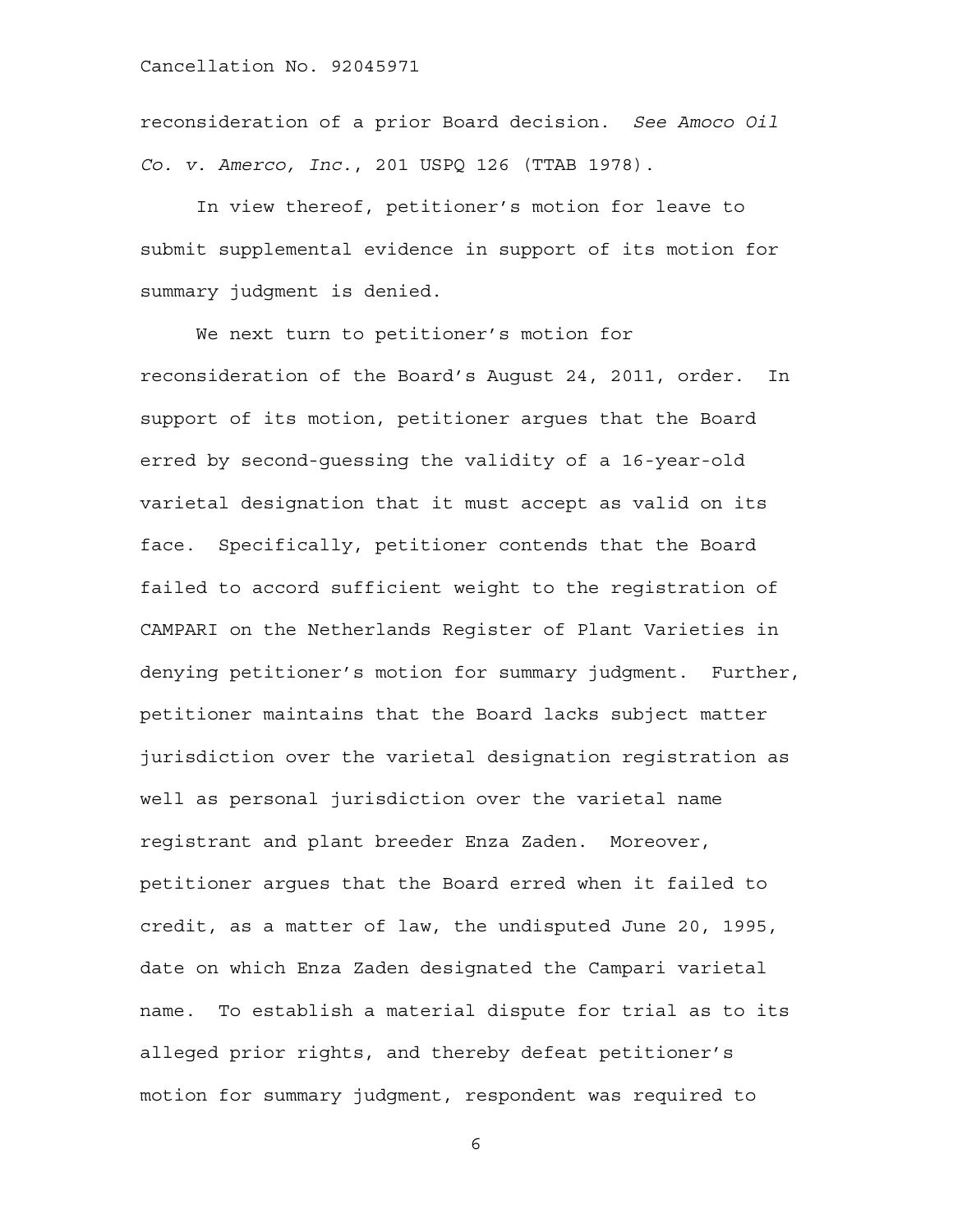reconsideration of a prior Board decision. *See Amoco Oil Co. v. Amerco, Inc.*, 201 USPQ 126 (TTAB 1978).

In view thereof, petitioner's motion for leave to submit supplemental evidence in support of its motion for summary judgment is denied.

We next turn to petitioner's motion for reconsideration of the Board's August 24, 2011, order. In support of its motion, petitioner argues that the Board erred by second-guessing the validity of a 16-year-old varietal designation that it must accept as valid on its face. Specifically, petitioner contends that the Board failed to accord sufficient weight to the registration of CAMPARI on the Netherlands Register of Plant Varieties in denying petitioner's motion for summary judgment. Further, petitioner maintains that the Board lacks subject matter jurisdiction over the varietal designation registration as well as personal jurisdiction over the varietal name registrant and plant breeder Enza Zaden. Moreover, petitioner argues that the Board erred when it failed to credit, as a matter of law, the undisputed June 20, 1995, date on which Enza Zaden designated the Campari varietal name. To establish a material dispute for trial as to its alleged prior rights, and thereby defeat petitioner's motion for summary judgment, respondent was required to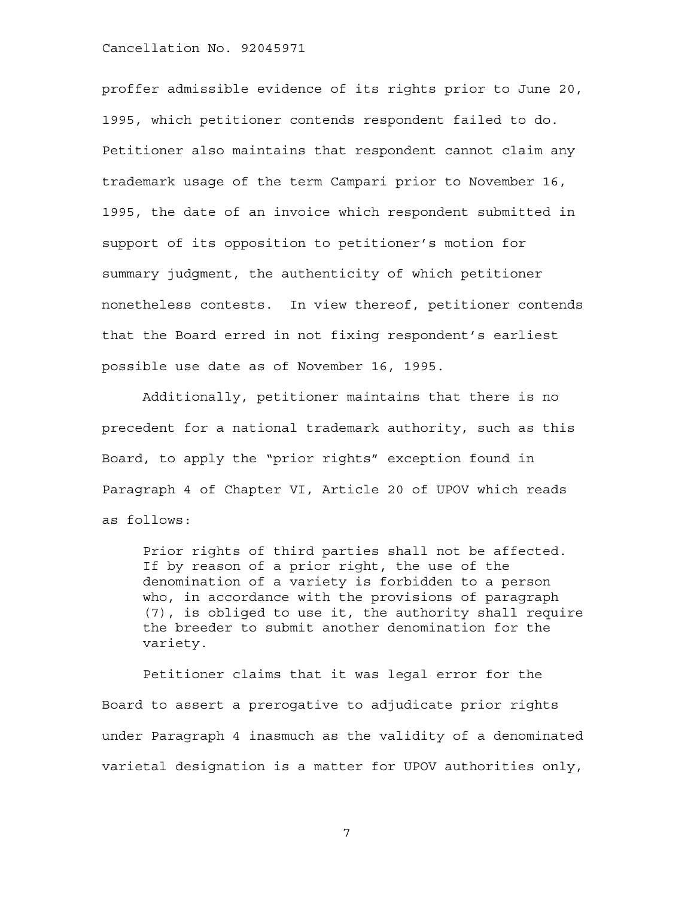proffer admissible evidence of its rights prior to June 20, 1995, which petitioner contends respondent failed to do. Petitioner also maintains that respondent cannot claim any trademark usage of the term Campari prior to November 16, 1995, the date of an invoice which respondent submitted in support of its opposition to petitioner's motion for summary judgment, the authenticity of which petitioner nonetheless contests. In view thereof, petitioner contends that the Board erred in not fixing respondent's earliest possible use date as of November 16, 1995.

Additionally, petitioner maintains that there is no precedent for a national trademark authority, such as this Board, to apply the "prior rights" exception found in Paragraph 4 of Chapter VI, Article 20 of UPOV which reads as follows:

> Prior rights of third parties shall not be affected. If by reason of a prior right, the use of the denomination of a variety is forbidden to a person who, in accordance with the provisions of paragraph (7), is obliged to use it, the authority shall require the breeder to submit another denomination for the variety.

Petitioner claims that it was legal error for the Board to assert a prerogative to adjudicate prior rights under Paragraph 4 inasmuch as the validity of a denominated varietal designation is a matter for UPOV authorities only,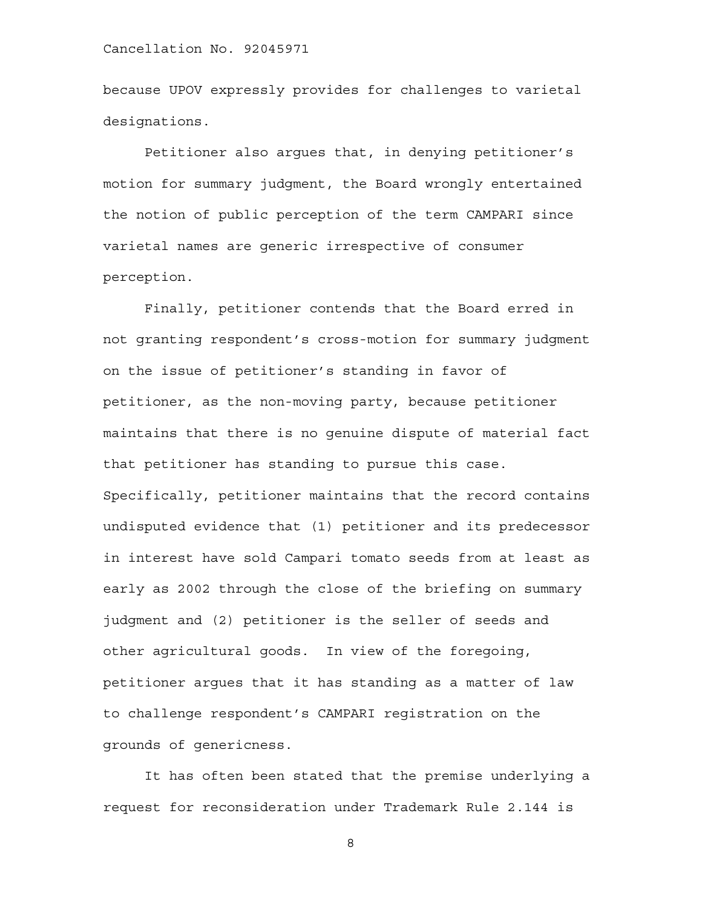because UPOV expressly provides for challenges to varietal designations.

Petitioner also argues that, in denying petitioner's motion for summary judgment, the Board wrongly entertained the notion of public perception of the term CAMPARI since varietal names are generic irrespective of consumer perception.

Finally, petitioner contends that the Board erred in not granting respondent's cross-motion for summary judgment on the issue of petitioner's standing in favor of petitioner, as the non-moving party, because petitioner maintains that there is no genuine dispute of material fact that petitioner has standing to pursue this case. Specifically, petitioner maintains that the record contains undisputed evidence that (1) petitioner and its predecessor in interest have sold Campari tomato seeds from at least as early as 2002 through the close of the briefing on summary judgment and (2) petitioner is the seller of seeds and other agricultural goods. In view of the foregoing, petitioner argues that it has standing as a matter of law to challenge respondent's CAMPARI registration on the grounds of genericness.

It has often been stated that the premise underlying a request for reconsideration under Trademark Rule 2.144 is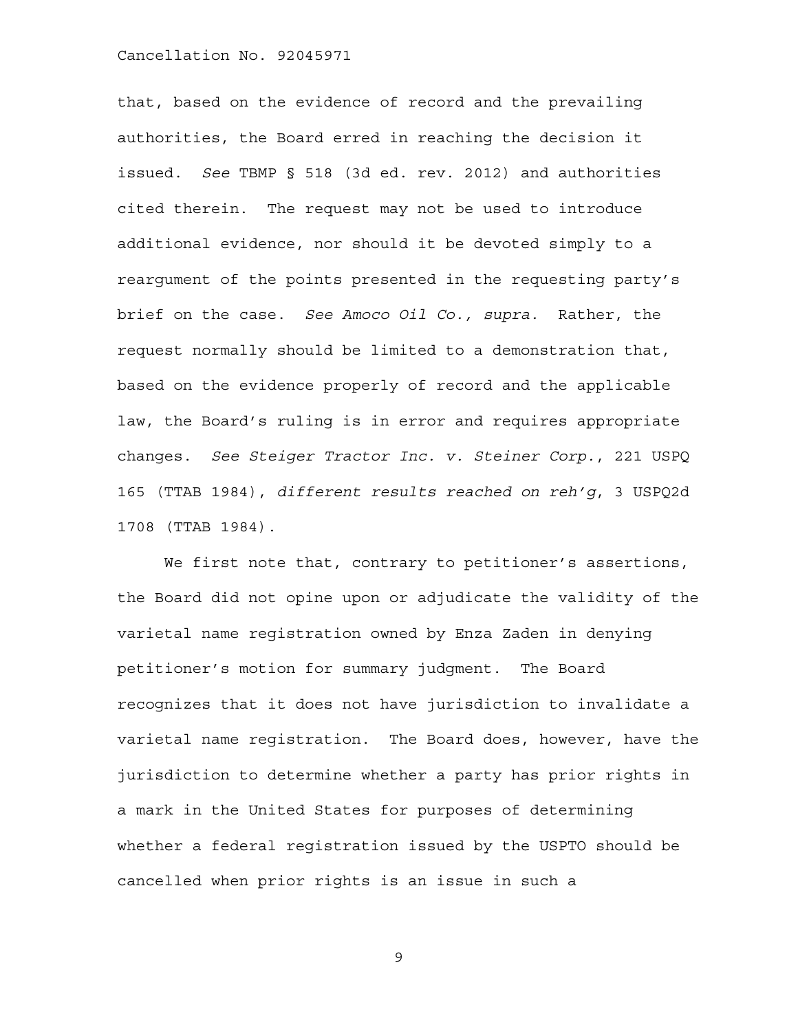that, based on the evidence of record and the prevailing authorities, the Board erred in reaching the decision it issued. *See* TBMP § 518 (3d ed. rev. 2012) and authorities cited therein. The request may not be used to introduce additional evidence, nor should it be devoted simply to a reargument of the points presented in the requesting party's brief on the case. *See Amoco Oil Co., supra.* Rather, the request normally should be limited to a demonstration that, based on the evidence properly of record and the applicable law, the Board's ruling is in error and requires appropriate changes. *See Steiger Tractor Inc. v. Steiner Corp.*, 221 USPQ 165 (TTAB 1984), *different results reached on reh'g*, 3 USPQ2d 1708 (TTAB 1984).

We first note that, contrary to petitioner's assertions, the Board did not opine upon or adjudicate the validity of the varietal name registration owned by Enza Zaden in denying petitioner's motion for summary judgment. The Board recognizes that it does not have jurisdiction to invalidate a varietal name registration. The Board does, however, have the jurisdiction to determine whether a party has prior rights in a mark in the United States for purposes of determining whether a federal registration issued by the USPTO should be cancelled when prior rights is an issue in such a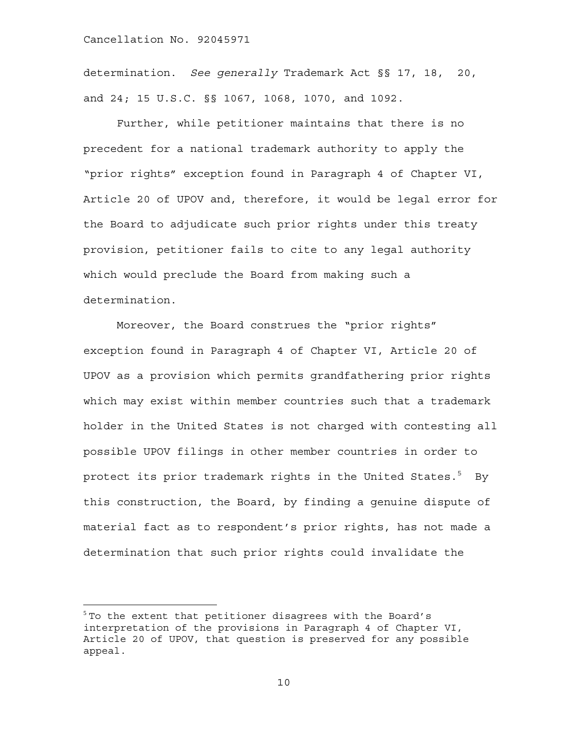determination. *See generally* Trademark Act §§ 17, 18, 20, and 24; 15 U.S.C. §§ 1067, 1068, 1070, and 1092.

Further, while petitioner maintains that there is no precedent for a national trademark authority to apply the "prior rights" exception found in Paragraph 4 of Chapter VI, Article 20 of UPOV and, therefore, it would be legal error for the Board to adjudicate such prior rights under this treaty provision, petitioner fails to cite to any legal authority which would preclude the Board from making such a determination.

Moreover, the Board construes the "prior rights" exception found in Paragraph 4 of Chapter VI, Article 20 of UPOV as a provision which permits grandfathering prior rights which may exist within member countries such that a trademark holder in the United States is not charged with contesting all possible UPOV filings in other member countries in order to protect its prior trademark rights in the United States.[5] By this construction, the Board, by finding a genuine dispute of material fact as to respondent's prior rights, has not made a determination that such prior rights could invalidate the

[5] To the extent that petitioner disagrees with the Board's interpretation of the provisions in Paragraph 4 of Chapter VI, Article 20 of UPOV, that question is preserved for any possible appeal.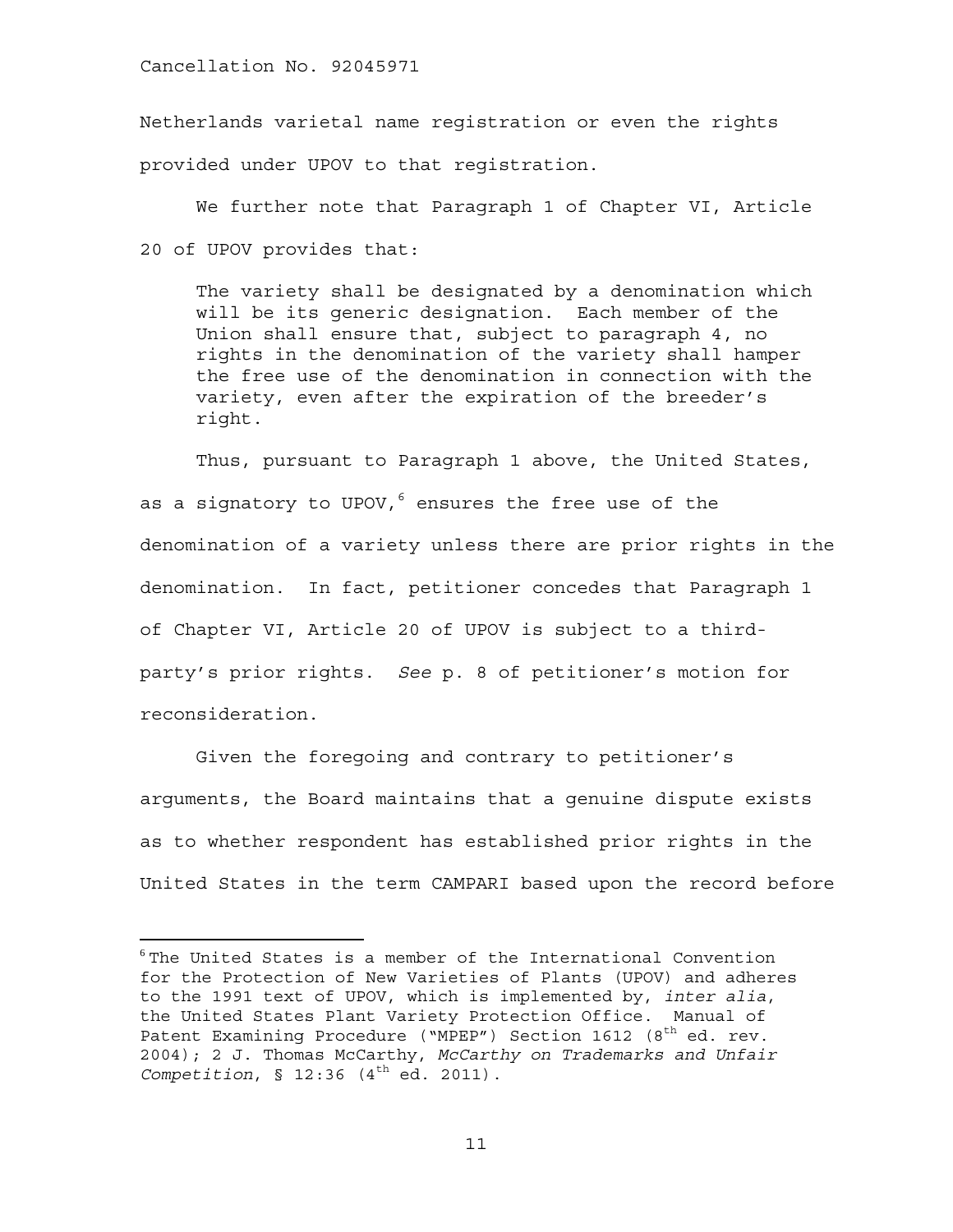Netherlands varietal name registration or even the rights provided under UPOV to that registration.

We further note that Paragraph 1 of Chapter VI, Article 20 of UPOV provides that:

> The variety shall be designated by a denomination which will be its generic designation. Each member of the Union shall ensure that, subject to paragraph 4, no rights in the denomination of the variety shall hamper the free use of the denomination in connection with the variety, even after the expiration of the breeder's right.

Thus, pursuant to Paragraph 1 above, the United States, as a signatory to UPOV,[6] ensures the free use of the denomination of a variety unless there are prior rights in the denomination. In fact, petitioner concedes that Paragraph 1 of Chapter VI, Article 20 of UPOV is subject to a third-party's prior rights. *See* p. 8 of petitioner's motion for reconsideration.

Given the foregoing and contrary to petitioner's arguments, the Board maintains that a genuine dispute exists as to whether respondent has established prior rights in the United States in the term CAMPARI based upon the record before

---

[6] The United States is a member of the International Convention for the Protection of New Varieties of Plants (UPOV) and adheres to the 1991 text of UPOV, which is implemented by, *inter alia*, the United States Plant Variety Protection Office. Manual of Patent Examining Procedure ("MPEP") Section 1612 (8th ed. rev. 2004); 2 J. Thomas McCarthy, *McCarthy on Trademarks and Unfair Competition*, § 12:36 (4th ed. 2011).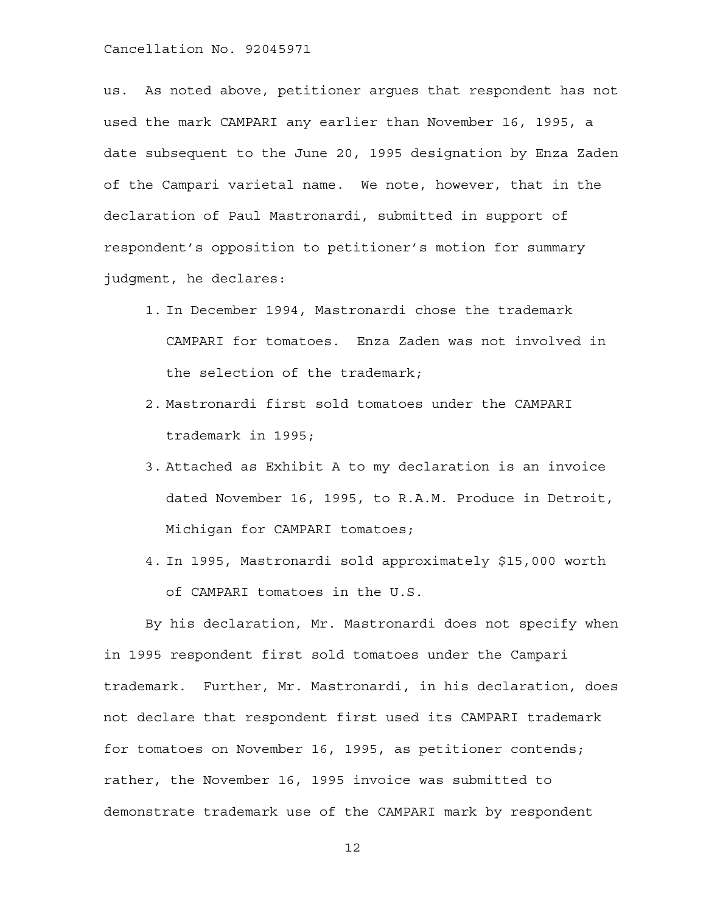us. As noted above, petitioner argues that respondent has not used the mark CAMPARI any earlier than November 16, 1995, a date subsequent to the June 20, 1995 designation by Enza Zaden of the Campari varietal name. We note, however, that in the declaration of Paul Mastronardi, submitted in support of respondent's opposition to petitioner's motion for summary judgment, he declares:

1. In December 1994, Mastronardi chose the trademark CAMPARI for tomatoes. Enza Zaden was not involved in the selection of the trademark;
2. Mastronardi first sold tomatoes under the CAMPARI trademark in 1995;
3. Attached as Exhibit A to my declaration is an invoice dated November 16, 1995, to R.A.M. Produce in Detroit, Michigan for CAMPARI tomatoes;
4. In 1995, Mastronardi sold approximately $15,000 worth of CAMPARI tomatoes in the U.S.

By his declaration, Mr. Mastronardi does not specify when in 1995 respondent first sold tomatoes under the Campari trademark. Further, Mr. Mastronardi, in his declaration, does not declare that respondent first used its CAMPARI trademark for tomatoes on November 16, 1995, as petitioner contends; rather, the November 16, 1995 invoice was submitted to demonstrate trademark use of the CAMPARI mark by respondent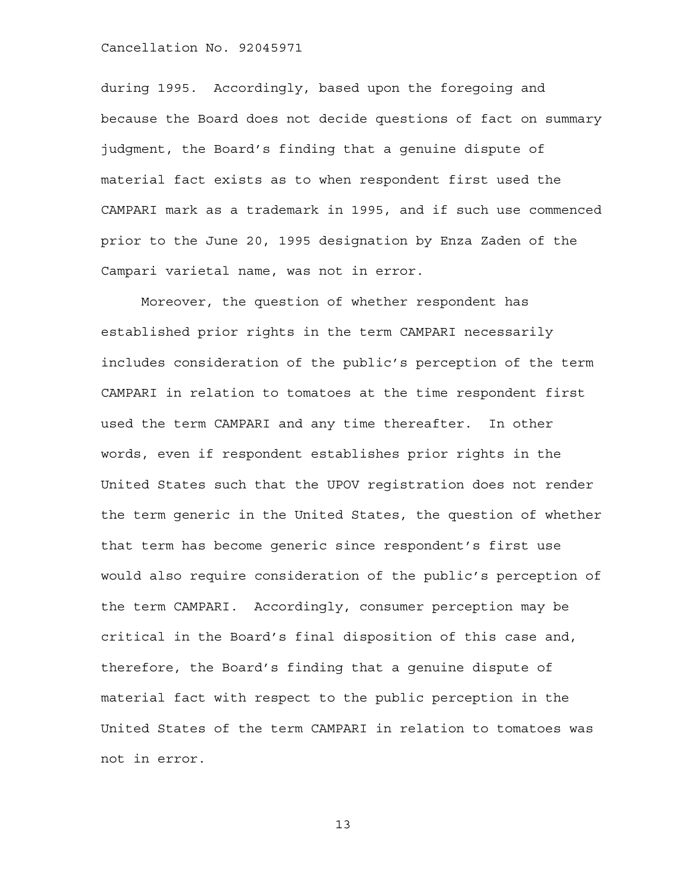during 1995. Accordingly, based upon the foregoing and because the Board does not decide questions of fact on summary judgment, the Board's finding that a genuine dispute of material fact exists as to when respondent first used the CAMPARI mark as a trademark in 1995, and if such use commenced prior to the June 20, 1995 designation by Enza Zaden of the Campari varietal name, was not in error.

Moreover, the question of whether respondent has established prior rights in the term CAMPARI necessarily includes consideration of the public's perception of the term CAMPARI in relation to tomatoes at the time respondent first used the term CAMPARI and any time thereafter. In other words, even if respondent establishes prior rights in the United States such that the UPOV registration does not render the term generic in the United States, the question of whether that term has become generic since respondent's first use would also require consideration of the public's perception of the term CAMPARI. Accordingly, consumer perception may be critical in the Board's final disposition of this case and, therefore, the Board's finding that a genuine dispute of material fact with respect to the public perception in the United States of the term CAMPARI in relation to tomatoes was not in error.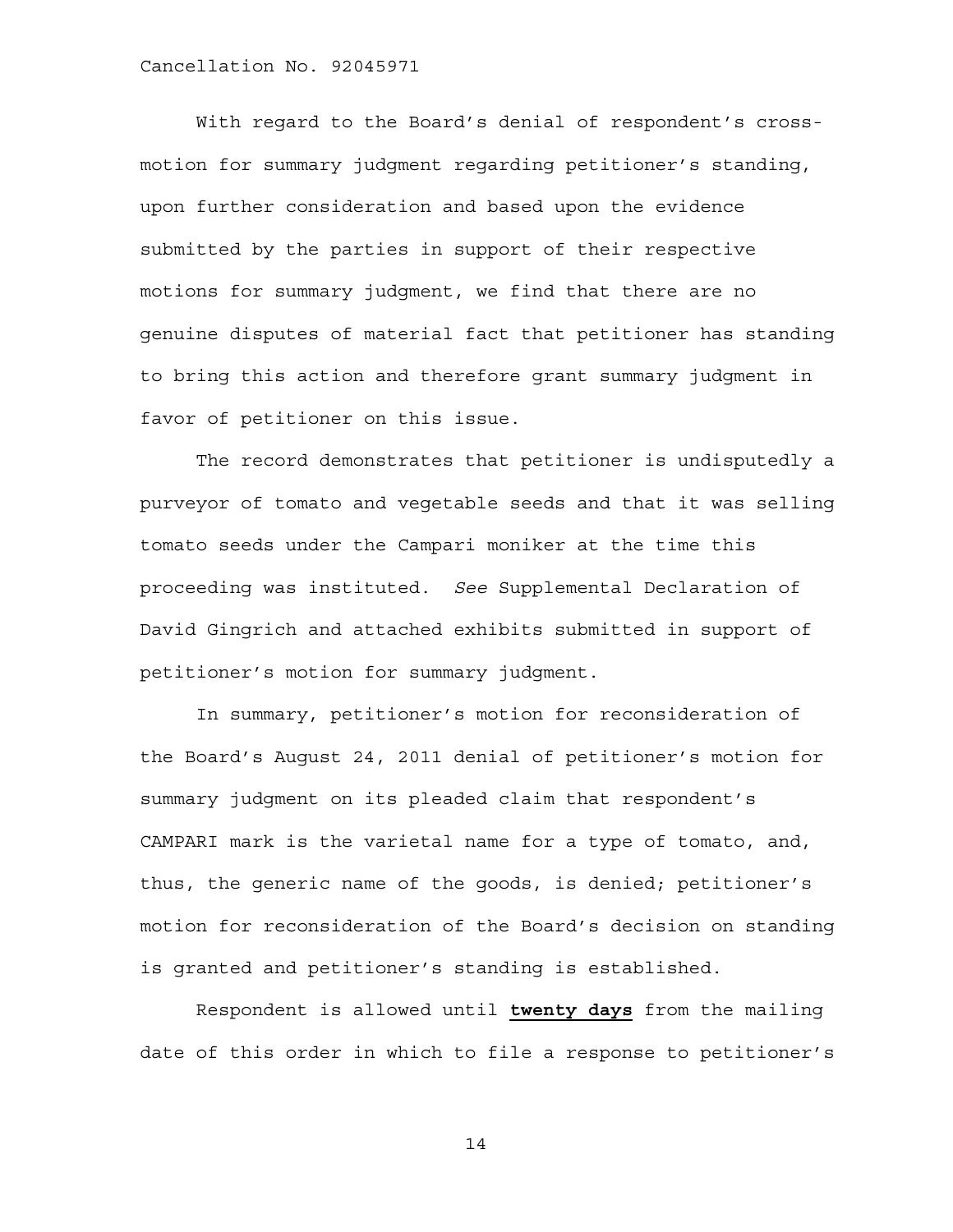With regard to the Board's denial of respondent's cross-motion for summary judgment regarding petitioner's standing, upon further consideration and based upon the evidence submitted by the parties in support of their respective motions for summary judgment, we find that there are no genuine disputes of material fact that petitioner has standing to bring this action and therefore grant summary judgment in favor of petitioner on this issue.

The record demonstrates that petitioner is undisputedly a purveyor of tomato and vegetable seeds and that it was selling tomato seeds under the Campari moniker at the time this proceeding was instituted. *See* Supplemental Declaration of David Gingrich and attached exhibits submitted in support of petitioner's motion for summary judgment.

In summary, petitioner's motion for reconsideration of the Board's August 24, 2011 denial of petitioner's motion for summary judgment on its pleaded claim that respondent's CAMPARI mark is the varietal name for a type of tomato, and, thus, the generic name of the goods, is denied; petitioner's motion for reconsideration of the Board's decision on standing is granted and petitioner's standing is established.

Respondent is allowed until **twenty days** from the mailing date of this order in which to file a response to petitioner's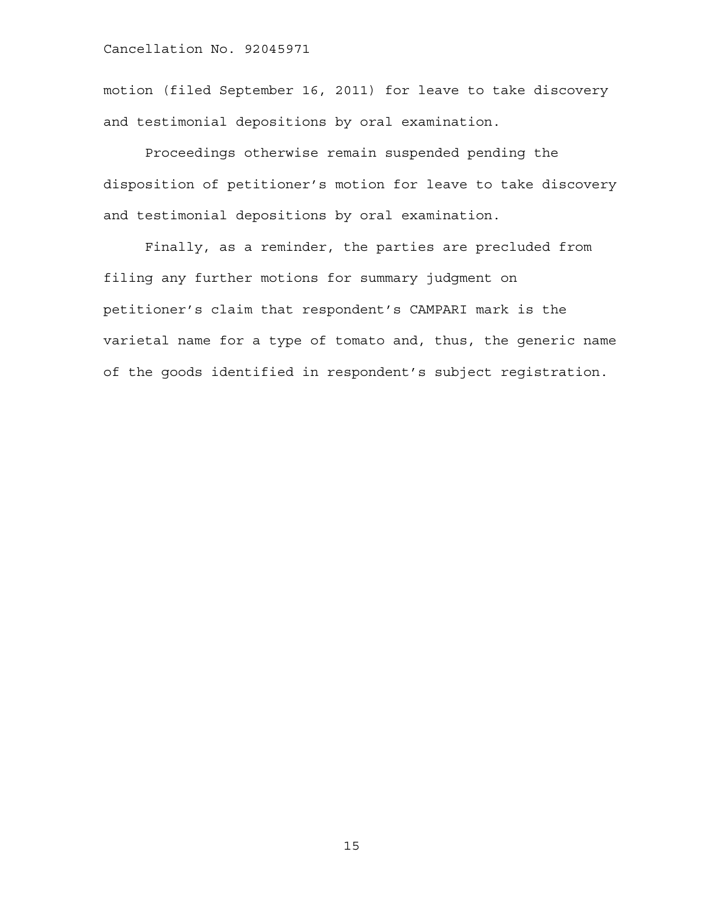motion (filed September 16, 2011) for leave to take discovery and testimonial depositions by oral examination.

Proceedings otherwise remain suspended pending the disposition of petitioner's motion for leave to take discovery and testimonial depositions by oral examination.

Finally, as a reminder, the parties are precluded from filing any further motions for summary judgment on petitioner's claim that respondent's CAMPARI mark is the varietal name for a type of tomato and, thus, the generic name of the goods identified in respondent's subject registration.